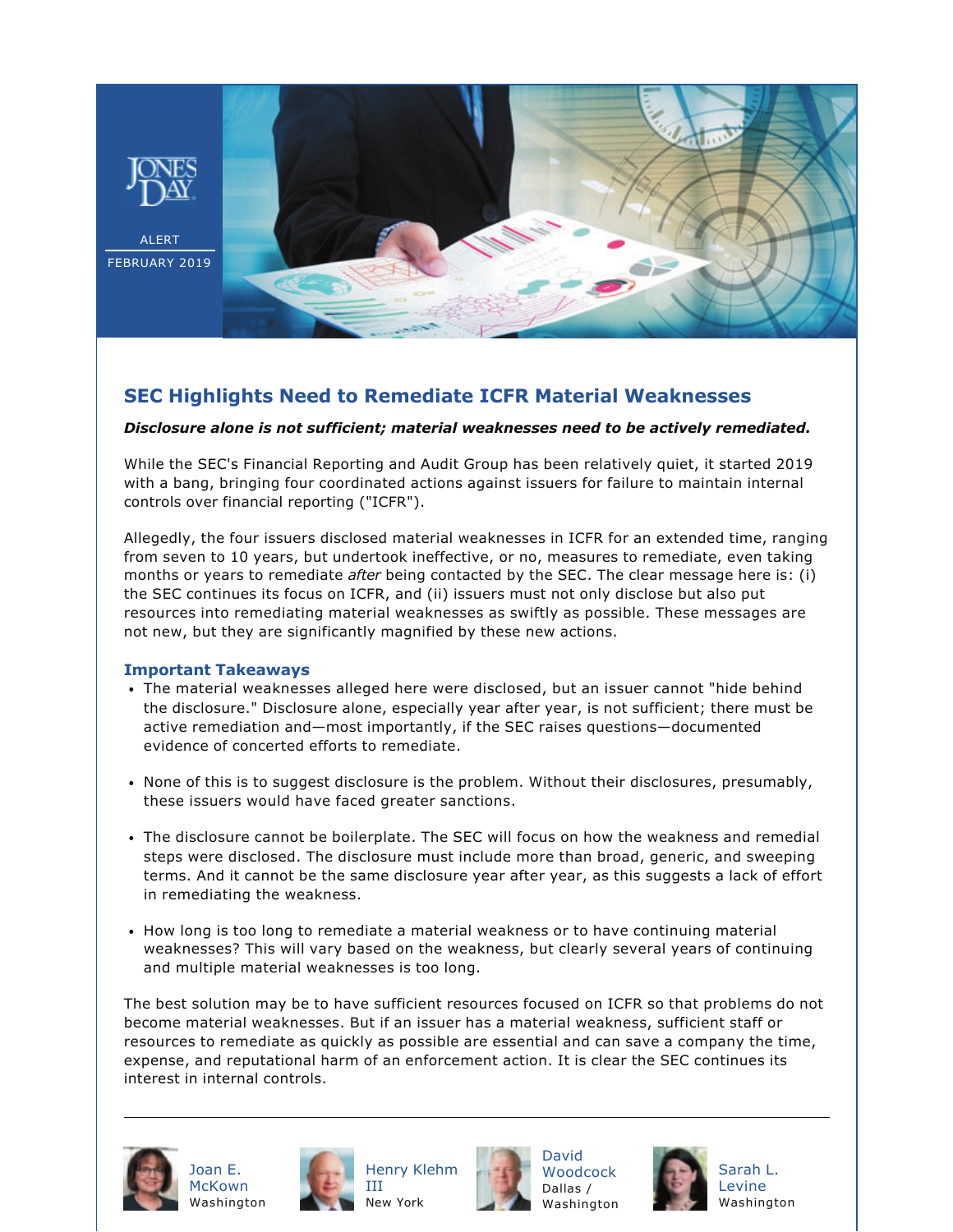JONES DAY

ALERT

FEBRUARY 2019

## SEC Highlights Need to Remediate ICFR Material Weaknesses

***Disclosure alone is not sufficient; material weaknesses need to be actively remediated.***

While the SEC's Financial Reporting and Audit Group has been relatively quiet, it started 2019 with a bang, bringing four coordinated actions against issuers for failure to maintain internal controls over financial reporting ("ICFR").

Allegedly, the four issuers disclosed material weaknesses in ICFR for an extended time, ranging from seven to 10 years, but undertook ineffective, or no, measures to remediate, even taking months or years to remediate *after* being contacted by the SEC. The clear message here is: (i) the SEC continues its focus on ICFR, and (ii) issuers must not only disclose but also put resources into remediating material weaknesses as swiftly as possible. These messages are not new, but they are significantly magnified by these new actions.

### Important Takeaways

- The material weaknesses alleged here were disclosed, but an issuer cannot "hide behind the disclosure." Disclosure alone, especially year after year, is not sufficient; there must be active remediation and—most importantly, if the SEC raises questions—documented evidence of concerted efforts to remediate.
- None of this is to suggest disclosure is the problem. Without their disclosures, presumably, these issuers would have faced greater sanctions.
- The disclosure cannot be boilerplate. The SEC will focus on how the weakness and remedial steps were disclosed. The disclosure must include more than broad, generic, and sweeping terms. And it cannot be the same disclosure year after year, as this suggests a lack of effort in remediating the weakness.
- How long is too long to remediate a material weakness or to have continuing material weaknesses? This will vary based on the weakness, but clearly several years of continuing and multiple material weaknesses is too long.

The best solution may be to have sufficient resources focused on ICFR so that problems do not become material weaknesses. But if an issuer has a material weakness, sufficient staff or resources to remediate as quickly as possible are essential and can save a company the time, expense, and reputational harm of an enforcement action. It is clear the SEC continues its interest in internal controls.

---

Joan E. McKown
Washington

Henry Klehm III
New York

David Woodcock
Dallas / Washington

Sarah L. Levine
Washington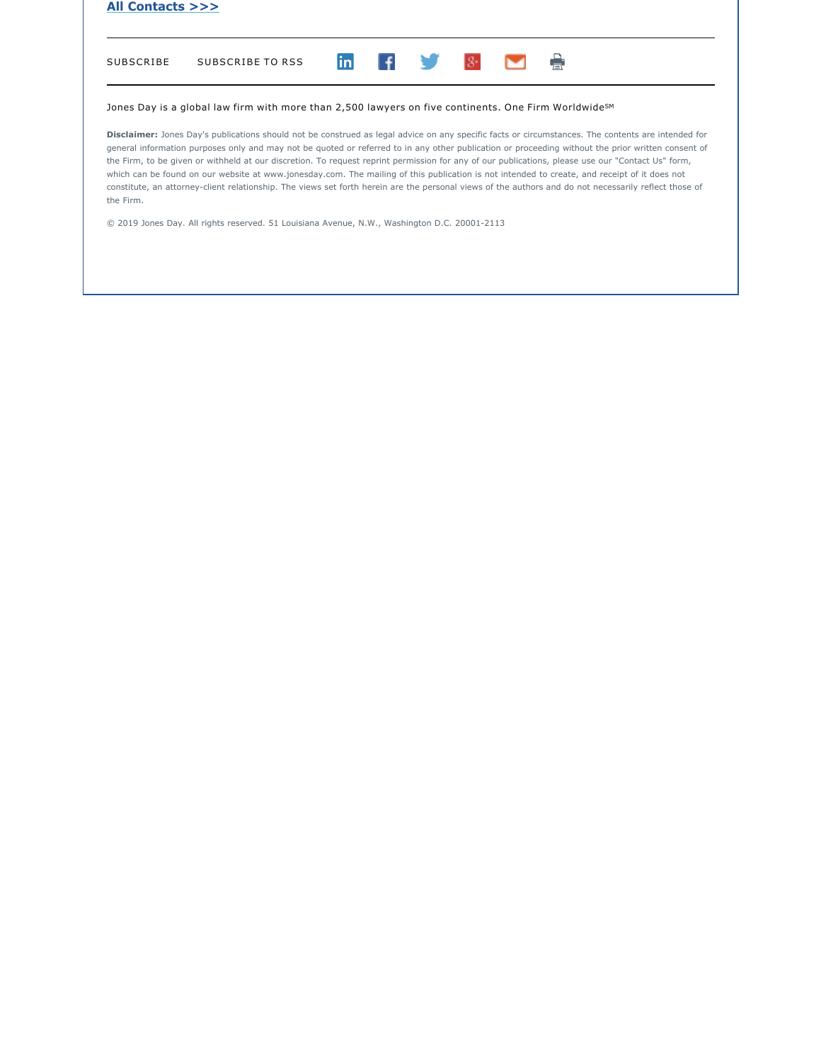**All Contacts >>>**

SUBSCRIBE SUBSCRIBE TO RSS

Jones Day is a global law firm with more than 2,500 lawyers on five continents. One Firm Worldwide℠

**Disclaimer:** Jones Day's publications should not be construed as legal advice on any specific facts or circumstances. The contents are intended for general information purposes only and may not be quoted or referred to in any other publication or proceeding without the prior written consent of the Firm, to be given or withheld at our discretion. To request reprint permission for any of our publications, please use our "Contact Us" form, which can be found on our website at www.jonesday.com. The mailing of this publication is not intended to create, and receipt of it does not constitute, an attorney-client relationship. The views set forth herein are the personal views of the authors and do not necessarily reflect those of the Firm.

© 2019 Jones Day. All rights reserved. 51 Louisiana Avenue, N.W., Washington D.C. 20001-2113